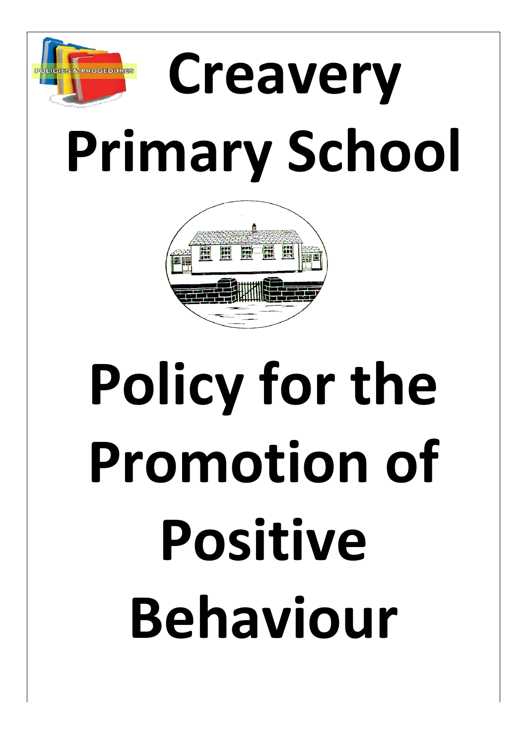# Creavery Primary School

# Policy for the Promotion of Positive Behaviour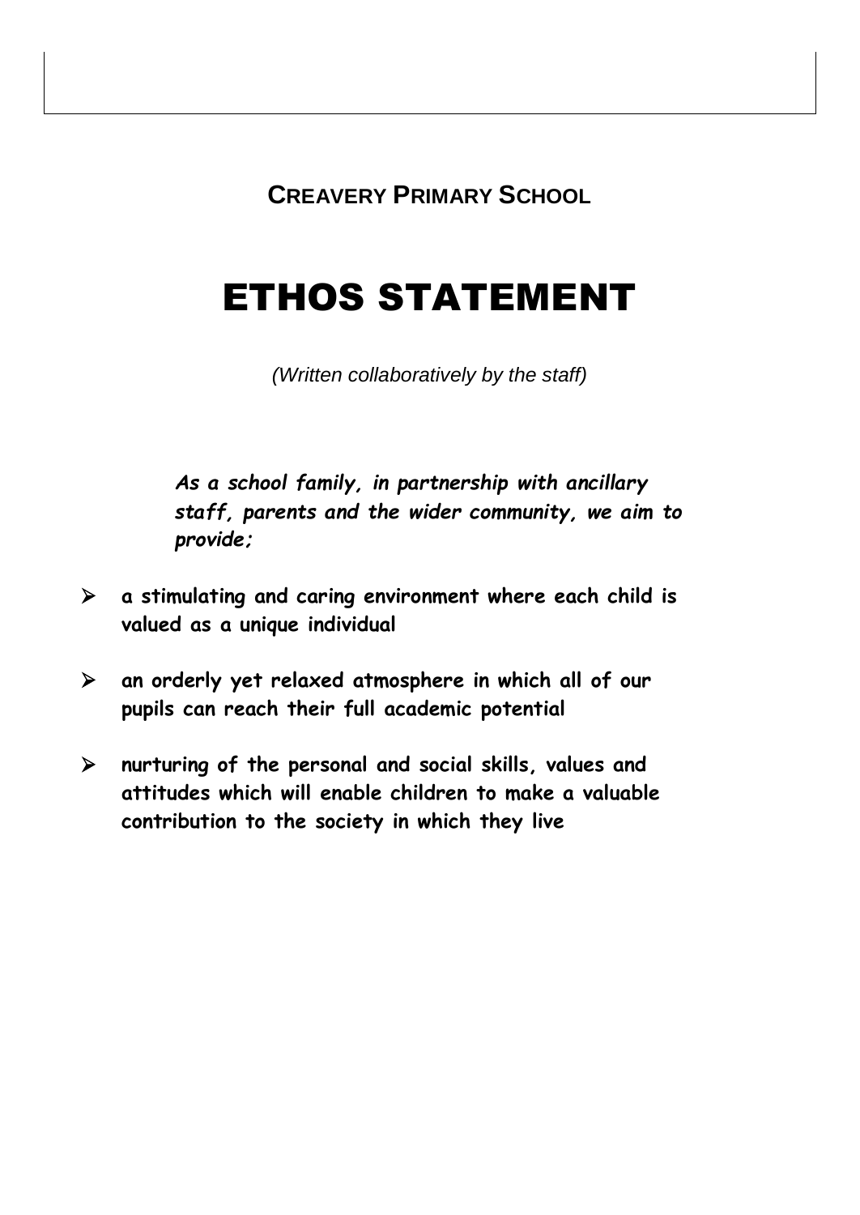**CREAVERY PRIMARY SCHOOL**

# ETHOS STATEMENT

*(Written collaboratively by the staff)*

***As a school family, in partnership with ancillary staff, parents and the wider community, we aim to provide;***

- **a stimulating and caring environment where each child is valued as a unique individual**
- **an orderly yet relaxed atmosphere in which all of our pupils can reach their full academic potential**
- **nurturing of the personal and social skills, values and attitudes which will enable children to make a valuable contribution to the society in which they live**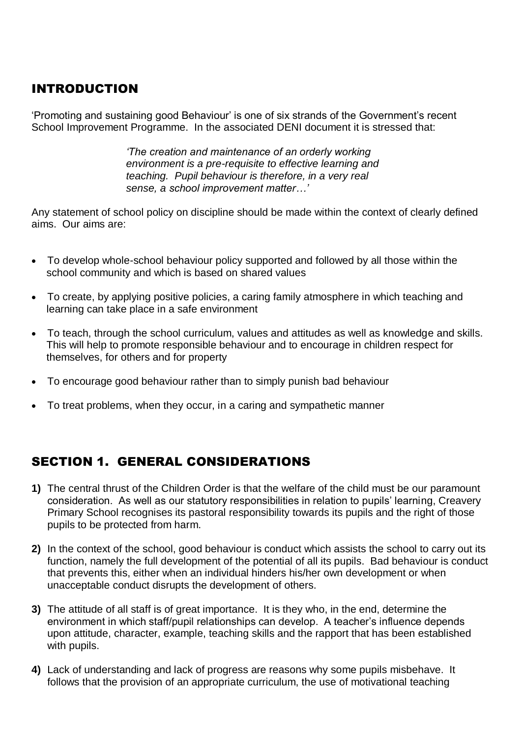## INTRODUCTION

'Promoting and sustaining good Behaviour' is one of six strands of the Government's recent School Improvement Programme. In the associated DENI document it is stressed that:

> *'The creation and maintenance of an orderly working environment is a pre-requisite to effective learning and teaching. Pupil behaviour is therefore, in a very real sense, a school improvement matter…'*

Any statement of school policy on discipline should be made within the context of clearly defined aims. Our aims are:

- To develop whole-school behaviour policy supported and followed by all those within the school community and which is based on shared values
- To create, by applying positive policies, a caring family atmosphere in which teaching and learning can take place in a safe environment
- To teach, through the school curriculum, values and attitudes as well as knowledge and skills. This will help to promote responsible behaviour and to encourage in children respect for themselves, for others and for property
- To encourage good behaviour rather than to simply punish bad behaviour
- To treat problems, when they occur, in a caring and sympathetic manner

## SECTION 1. GENERAL CONSIDERATIONS

**1)** The central thrust of the Children Order is that the welfare of the child must be our paramount consideration. As well as our statutory responsibilities in relation to pupils' learning, Creavery Primary School recognises its pastoral responsibility towards its pupils and the right of those pupils to be protected from harm.

**2)** In the context of the school, good behaviour is conduct which assists the school to carry out its function, namely the full development of the potential of all its pupils. Bad behaviour is conduct that prevents this, either when an individual hinders his/her own development or when unacceptable conduct disrupts the development of others.

**3)** The attitude of all staff is of great importance. It is they who, in the end, determine the environment in which staff/pupil relationships can develop. A teacher's influence depends upon attitude, character, example, teaching skills and the rapport that has been established with pupils.

**4)** Lack of understanding and lack of progress are reasons why some pupils misbehave. It follows that the provision of an appropriate curriculum, the use of motivational teaching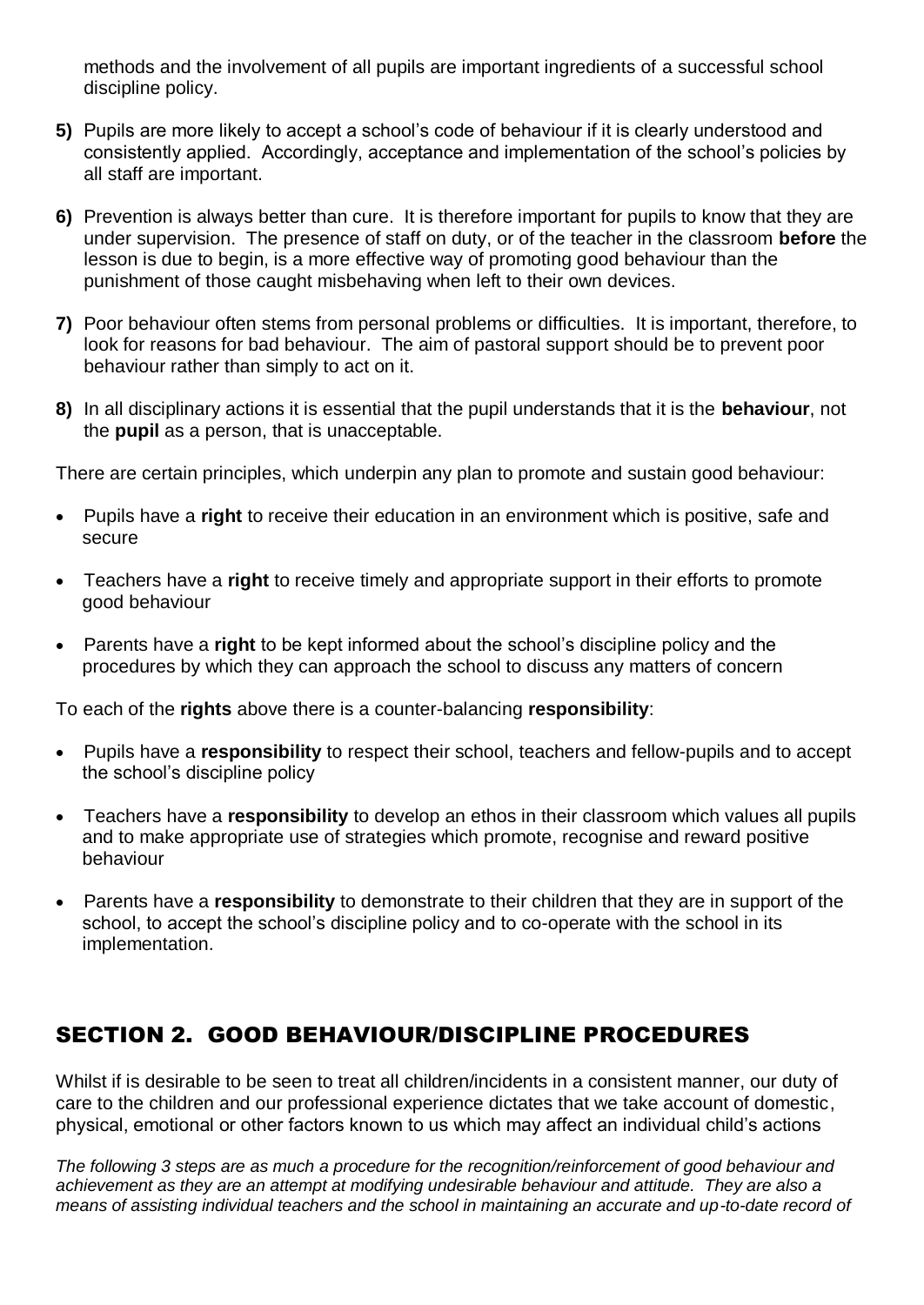methods and the involvement of all pupils are important ingredients of a successful school discipline policy.

**5)** Pupils are more likely to accept a school's code of behaviour if it is clearly understood and consistently applied. Accordingly, acceptance and implementation of the school's policies by all staff are important.

**6)** Prevention is always better than cure. It is therefore important for pupils to know that they are under supervision. The presence of staff on duty, or of the teacher in the classroom **before** the lesson is due to begin, is a more effective way of promoting good behaviour than the punishment of those caught misbehaving when left to their own devices.

**7)** Poor behaviour often stems from personal problems or difficulties. It is important, therefore, to look for reasons for bad behaviour. The aim of pastoral support should be to prevent poor behaviour rather than simply to act on it.

**8)** In all disciplinary actions it is essential that the pupil understands that it is the **behaviour**, not the **pupil** as a person, that is unacceptable.

There are certain principles, which underpin any plan to promote and sustain good behaviour:

- Pupils have a **right** to receive their education in an environment which is positive, safe and secure
- Teachers have a **right** to receive timely and appropriate support in their efforts to promote good behaviour
- Parents have a **right** to be kept informed about the school's discipline policy and the procedures by which they can approach the school to discuss any matters of concern

To each of the **rights** above there is a counter-balancing **responsibility**:

- Pupils have a **responsibility** to respect their school, teachers and fellow-pupils and to accept the school's discipline policy
- Teachers have a **responsibility** to develop an ethos in their classroom which values all pupils and to make appropriate use of strategies which promote, recognise and reward positive behaviour
- Parents have a **responsibility** to demonstrate to their children that they are in support of the school, to accept the school's discipline policy and to co-operate with the school in its implementation.

## SECTION 2. GOOD BEHAVIOUR/DISCIPLINE PROCEDURES

Whilst if is desirable to be seen to treat all children/incidents in a consistent manner, our duty of care to the children and our professional experience dictates that we take account of domestic, physical, emotional or other factors known to us which may affect an individual child's actions

*The following 3 steps are as much a procedure for the recognition/reinforcement of good behaviour and achievement as they are an attempt at modifying undesirable behaviour and attitude. They are also a means of assisting individual teachers and the school in maintaining an accurate and up-to-date record of*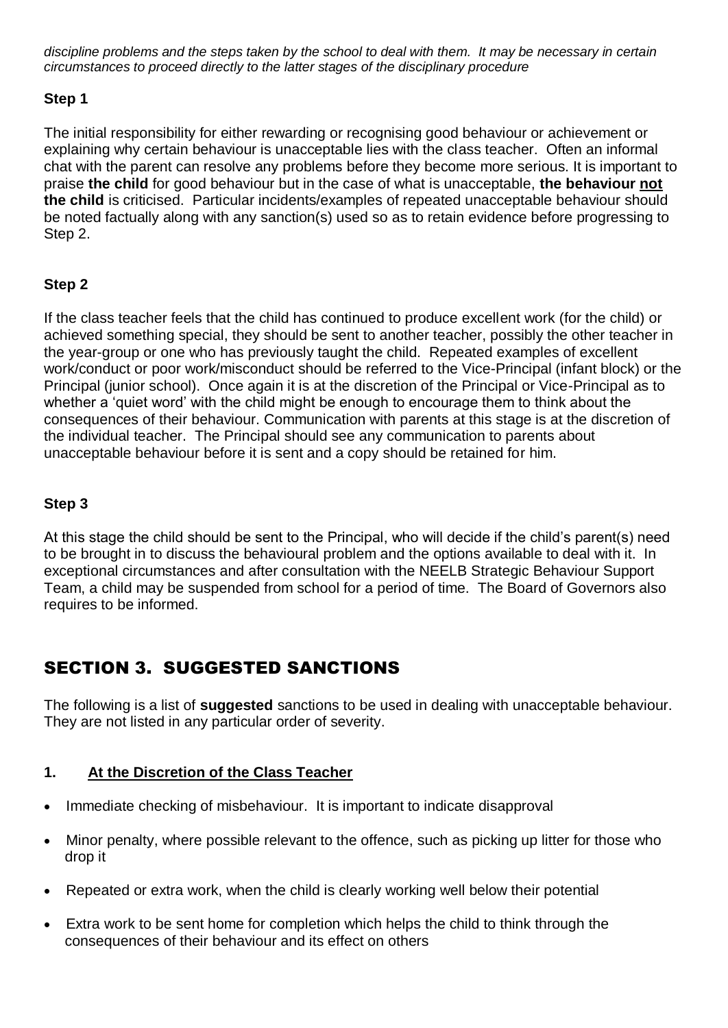*discipline problems and the steps taken by the school to deal with them. It may be necessary in certain circumstances to proceed directly to the latter stages of the disciplinary procedure*

**Step 1**

The initial responsibility for either rewarding or recognising good behaviour or achievement or explaining why certain behaviour is unacceptable lies with the class teacher. Often an informal chat with the parent can resolve any problems before they become more serious. It is important to praise **the child** for good behaviour but in the case of what is unacceptable, **the behaviour <u>not</u> the child** is criticised. Particular incidents/examples of repeated unacceptable behaviour should be noted factually along with any sanction(s) used so as to retain evidence before progressing to Step 2.

**Step 2**

If the class teacher feels that the child has continued to produce excellent work (for the child) or achieved something special, they should be sent to another teacher, possibly the other teacher in the year-group or one who has previously taught the child. Repeated examples of excellent work/conduct or poor work/misconduct should be referred to the Vice-Principal (infant block) or the Principal (junior school). Once again it is at the discretion of the Principal or Vice-Principal as to whether a 'quiet word' with the child might be enough to encourage them to think about the consequences of their behaviour. Communication with parents at this stage is at the discretion of the individual teacher. The Principal should see any communication to parents about unacceptable behaviour before it is sent and a copy should be retained for him.

**Step 3**

At this stage the child should be sent to the Principal, who will decide if the child's parent(s) need to be brought in to discuss the behavioural problem and the options available to deal with it. In exceptional circumstances and after consultation with the NEELB Strategic Behaviour Support Team, a child may be suspended from school for a period of time. The Board of Governors also requires to be informed.

## SECTION 3. SUGGESTED SANCTIONS

The following is a list of **suggested** sanctions to be used in dealing with unacceptable behaviour. They are not listed in any particular order of severity.

### 1. <u>At the Discretion of the Class Teacher</u>

- Immediate checking of misbehaviour. It is important to indicate disapproval
- Minor penalty, where possible relevant to the offence, such as picking up litter for those who drop it
- Repeated or extra work, when the child is clearly working well below their potential
- Extra work to be sent home for completion which helps the child to think through the consequences of their behaviour and its effect on others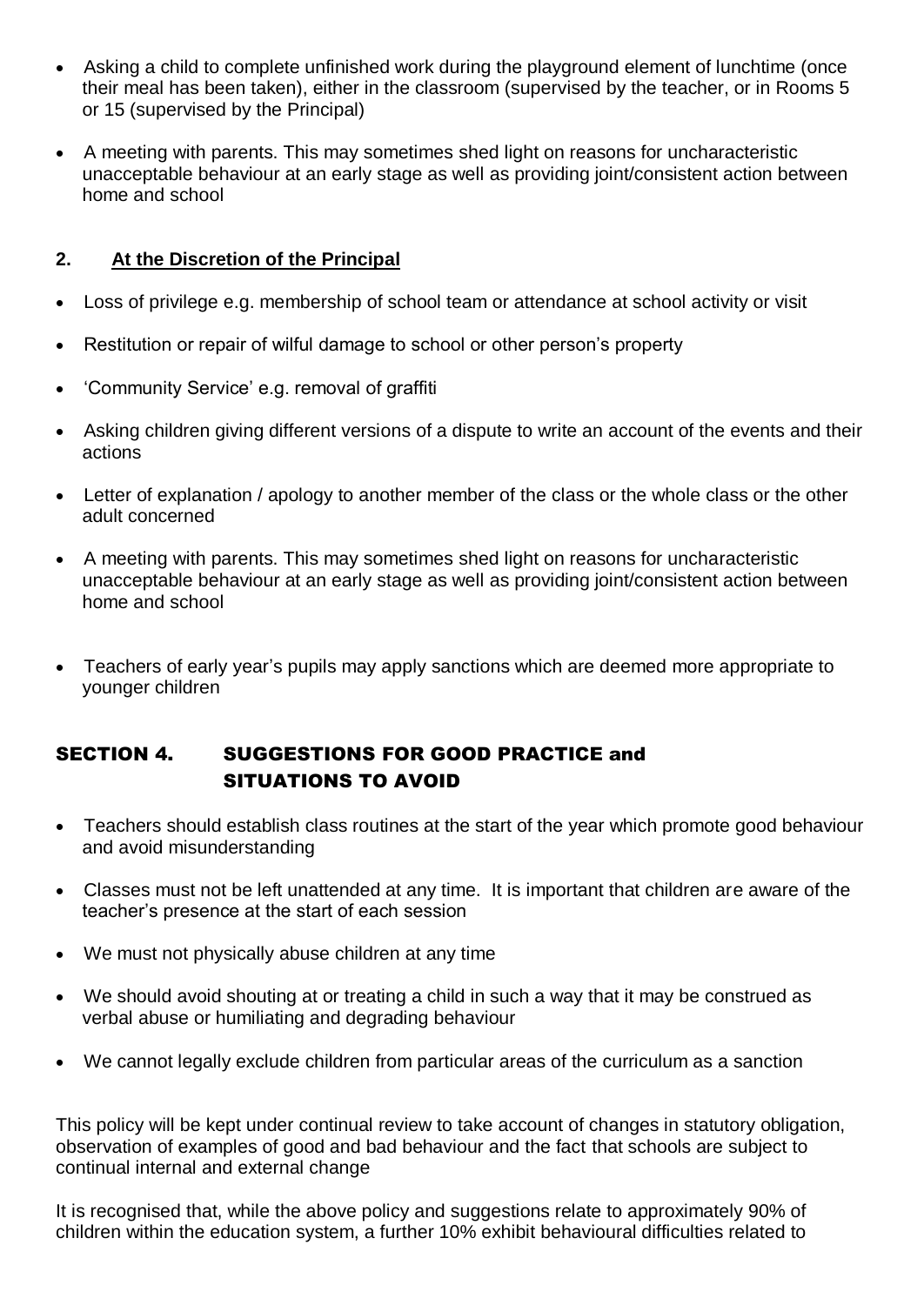- Asking a child to complete unfinished work during the playground element of lunchtime (once their meal has been taken), either in the classroom (supervised by the teacher, or in Rooms 5 or 15 (supervised by the Principal)

- A meeting with parents. This may sometimes shed light on reasons for uncharacteristic unacceptable behaviour at an early stage as well as providing joint/consistent action between home and school

## 2. <u>At the Discretion of the Principal</u>

- Loss of privilege e.g. membership of school team or attendance at school activity or visit

- Restitution or repair of wilful damage to school or other person's property

- 'Community Service' e.g. removal of graffiti

- Asking children giving different versions of a dispute to write an account of the events and their actions

- Letter of explanation / apology to another member of the class or the whole class or the other adult concerned

- A meeting with parents. This may sometimes shed light on reasons for uncharacteristic unacceptable behaviour at an early stage as well as providing joint/consistent action between home and school

- Teachers of early year's pupils may apply sanctions which are deemed more appropriate to younger children

# SECTION 4. SUGGESTIONS FOR GOOD PRACTICE and SITUATIONS TO AVOID

- Teachers should establish class routines at the start of the year which promote good behaviour and avoid misunderstanding

- Classes must not be left unattended at any time. It is important that children are aware of the teacher's presence at the start of each session

- We must not physically abuse children at any time

- We should avoid shouting at or treating a child in such a way that it may be construed as verbal abuse or humiliating and degrading behaviour

- We cannot legally exclude children from particular areas of the curriculum as a sanction

This policy will be kept under continual review to take account of changes in statutory obligation, observation of examples of good and bad behaviour and the fact that schools are subject to continual internal and external change

It is recognised that, while the above policy and suggestions relate to approximately 90% of children within the education system, a further 10% exhibit behavioural difficulties related to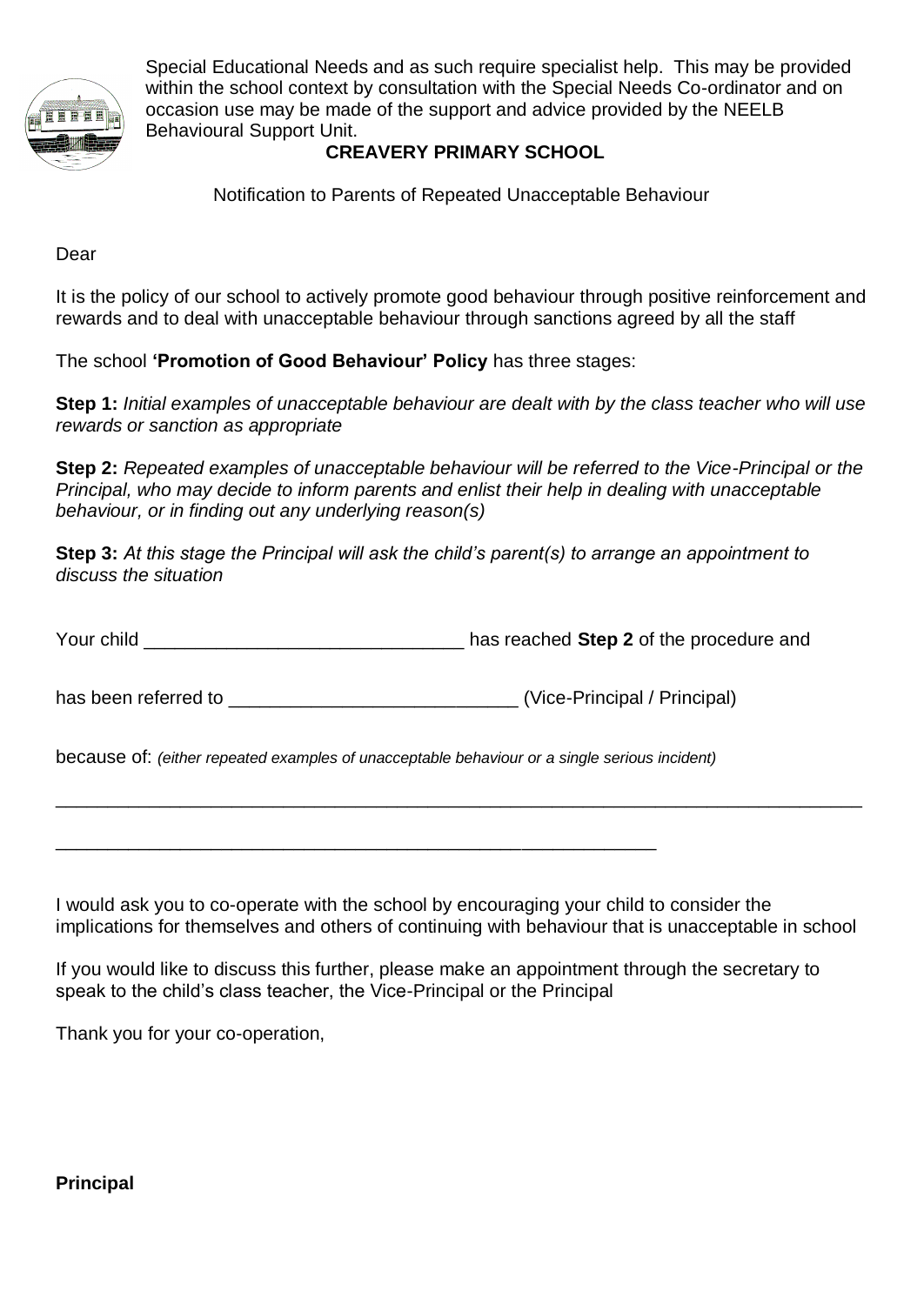Special Educational Needs and as such require specialist help. This may be provided within the school context by consultation with the Special Needs Co-ordinator and on occasion use may be made of the support and advice provided by the NEELB Behavioural Support Unit.

**CREAVERY PRIMARY SCHOOL**

Notification to Parents of Repeated Unacceptable Behaviour

Dear

It is the policy of our school to actively promote good behaviour through positive reinforcement and rewards and to deal with unacceptable behaviour through sanctions agreed by all the staff

The school **'Promotion of Good Behaviour' Policy** has three stages:

**Step 1:** *Initial examples of unacceptable behaviour are dealt with by the class teacher who will use rewards or sanction as appropriate*

**Step 2:** *Repeated examples of unacceptable behaviour will be referred to the Vice-Principal or the Principal, who may decide to inform parents and enlist their help in dealing with unacceptable behaviour, or in finding out any underlying reason(s)*

**Step 3:** *At this stage the Principal will ask the child's parent(s) to arrange an appointment to discuss the situation*

Your child _______________________________ has reached **Step 2** of the procedure and

has been referred to ___________________________ (Vice-Principal / Principal)

because of: *(either repeated examples of unacceptable behaviour or a single serious incident)*

______________________________________________________________________________

__________________________________________________________

I would ask you to co-operate with the school by encouraging your child to consider the implications for themselves and others of continuing with behaviour that is unacceptable in school

If you would like to discuss this further, please make an appointment through the secretary to speak to the child's class teacher, the Vice-Principal or the Principal

Thank you for your co-operation,

**Principal**